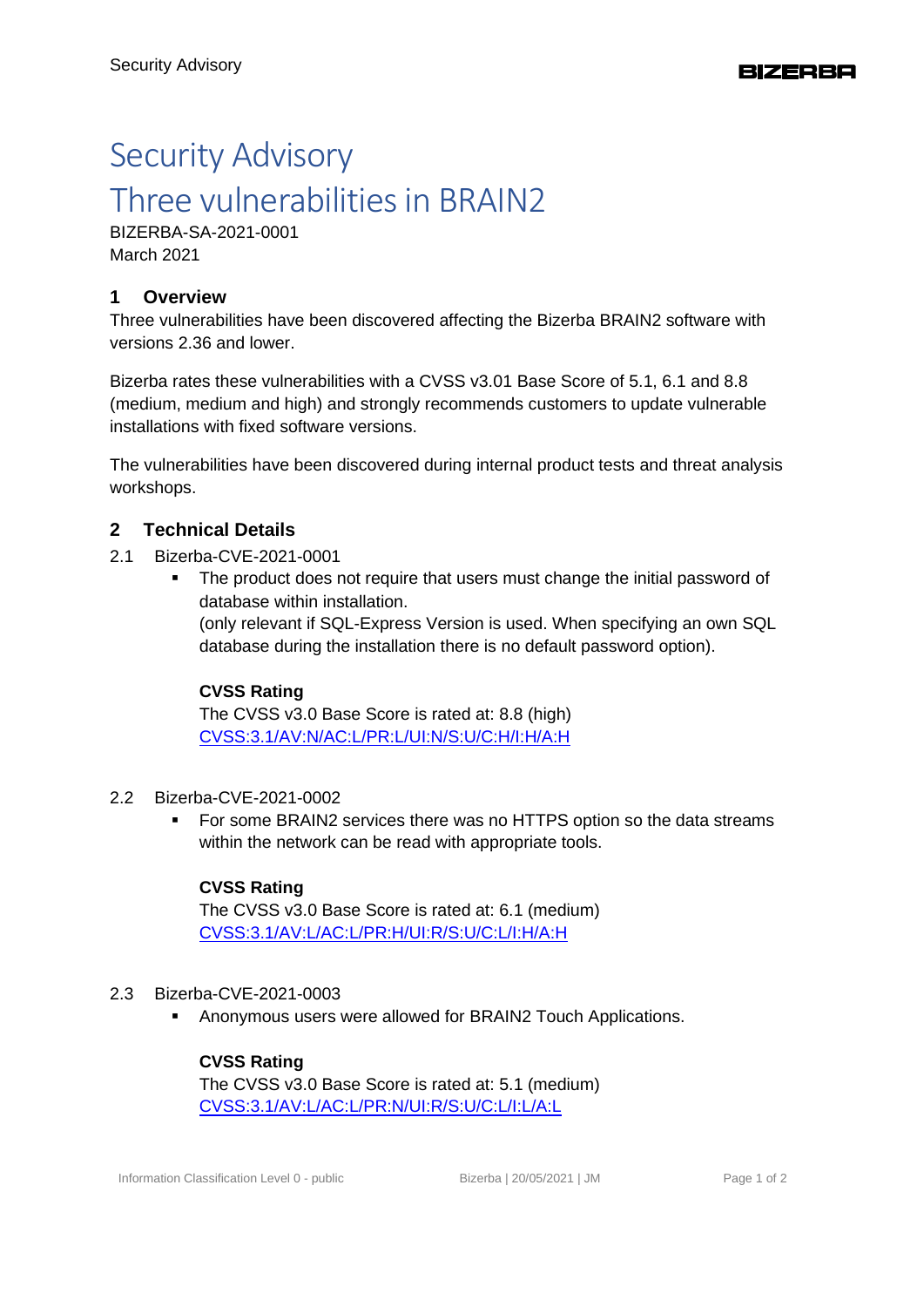# Security Advisory

# Three vulnerabilities in BRAIN2

BIZERBA-SA-2021-0001
March 2021

## 1 Overview

Three vulnerabilities have been discovered affecting the Bizerba BRAIN2 software with versions 2.36 and lower.

Bizerba rates these vulnerabilities with a CVSS v3.01 Base Score of 5.1, 6.1 and 8.8 (medium, medium and high) and strongly recommends customers to update vulnerable installations with fixed software versions.

The vulnerabilities have been discovered during internal product tests and threat analysis workshops.

## 2 Technical Details

### 2.1 Bizerba-CVE-2021-0001

- The product does not require that users must change the initial password of database within installation.
  (only relevant if SQL-Express Version is used. When specifying an own SQL database during the installation there is no default password option).

**CVSS Rating**
The CVSS v3.0 Base Score is rated at: 8.8 (high)
CVSS:3.1/AV:N/AC:L/PR:L/UI:N/S:U/C:H/I:H/A:H

### 2.2 Bizerba-CVE-2021-0002

- For some BRAIN2 services there was no HTTPS option so the data streams within the network can be read with appropriate tools.

**CVSS Rating**
The CVSS v3.0 Base Score is rated at: 6.1 (medium)
CVSS:3.1/AV:L/AC:L/PR:H/UI:R/S:U/C:L/I:H/A:H

### 2.3 Bizerba-CVE-2021-0003

- Anonymous users were allowed for BRAIN2 Touch Applications.

**CVSS Rating**
The CVSS v3.0 Base Score is rated at: 5.1 (medium)
CVSS:3.1/AV:L/AC:L/PR:N/UI:R/S:U/C:L/I:L/A:L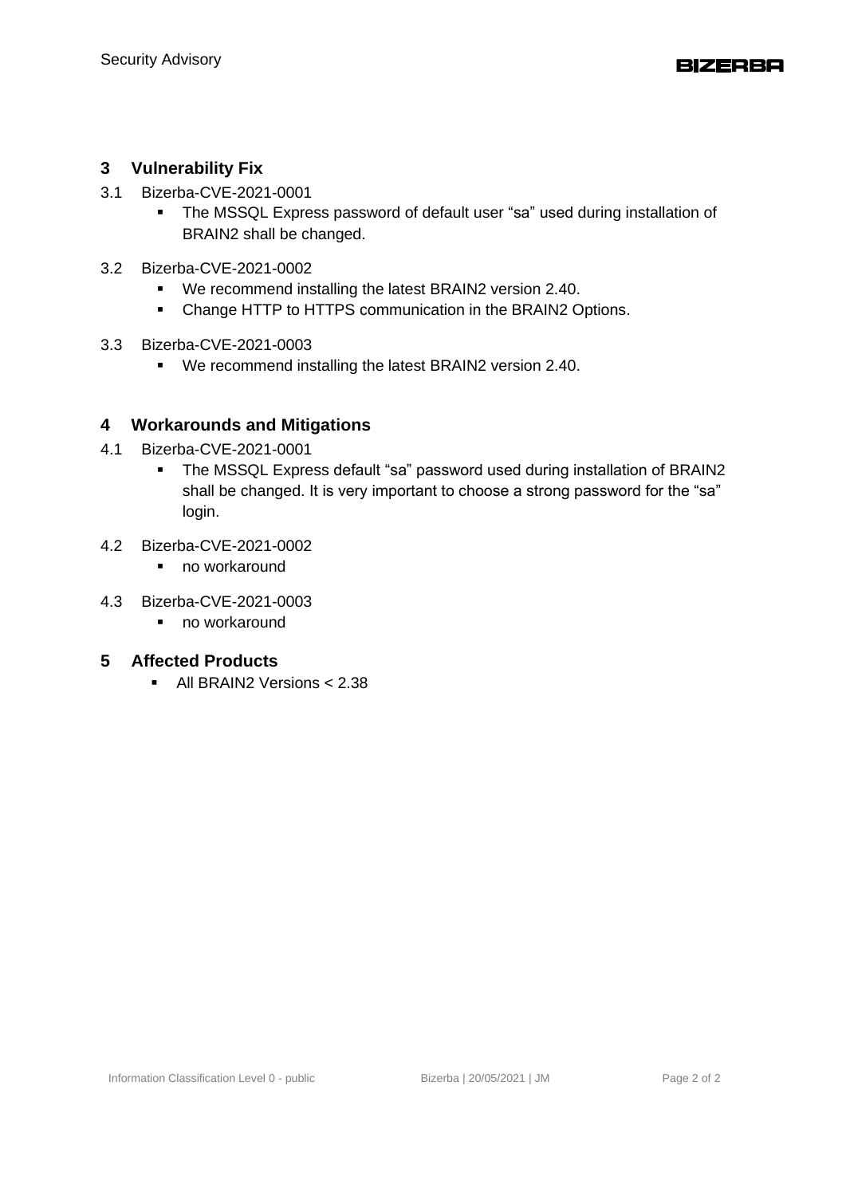## 3 Vulnerability Fix

3.1 Bizerba-CVE-2021-0001

- The MSSQL Express password of default user “sa” used during installation of BRAIN2 shall be changed.

3.2 Bizerba-CVE-2021-0002

- We recommend installing the latest BRAIN2 version 2.40.
- Change HTTP to HTTPS communication in the BRAIN2 Options.

3.3 Bizerba-CVE-2021-0003

- We recommend installing the latest BRAIN2 version 2.40.

## 4 Workarounds and Mitigations

4.1 Bizerba-CVE-2021-0001

- The MSSQL Express default “sa” password used during installation of BRAIN2 shall be changed. It is very important to choose a strong password for the “sa” login.

4.2 Bizerba-CVE-2021-0002

- no workaround

4.3 Bizerba-CVE-2021-0003

- no workaround

## 5 Affected Products

- All BRAIN2 Versions < 2.38